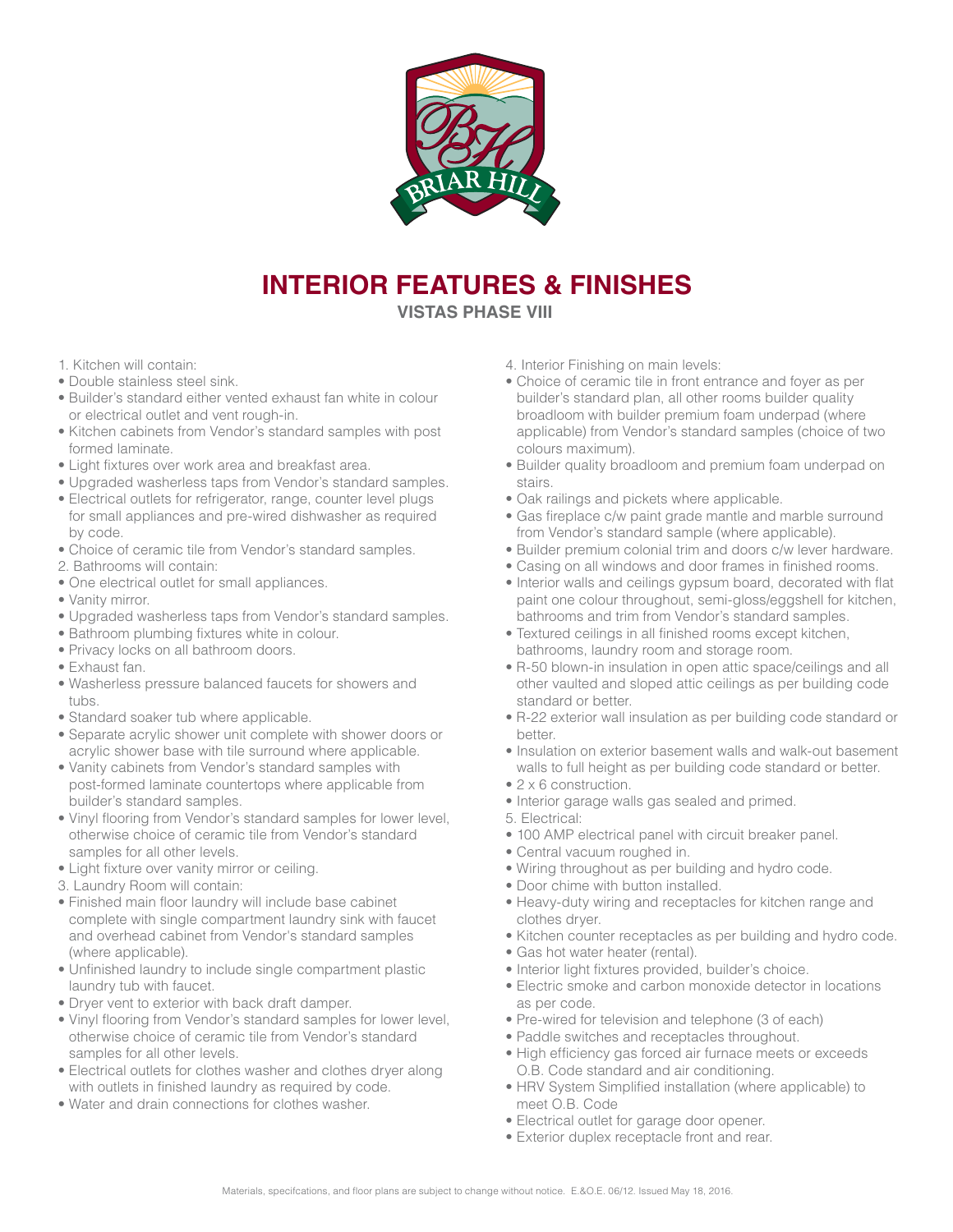# INTERIOR FEATURES & FINISHES

## VISTAS PHASE VIII

1. Kitchen will contain:
- Double stainless steel sink.
- Builder's standard either vented exhaust fan white in colour or electrical outlet and vent rough-in.
- Kitchen cabinets from Vendor's standard samples with post formed laminate.
- Light fixtures over work area and breakfast area.
- Upgraded washerless taps from Vendor's standard samples.
- Electrical outlets for refrigerator, range, counter level plugs for small appliances and pre-wired dishwasher as required by code.
- Choice of ceramic tile from Vendor's standard samples.

2. Bathrooms will contain:
- One electrical outlet for small appliances.
- Vanity mirror.
- Upgraded washerless taps from Vendor's standard samples.
- Bathroom plumbing fixtures white in colour.
- Privacy locks on all bathroom doors.
- Exhaust fan.
- Washerless pressure balanced faucets for showers and tubs.
- Standard soaker tub where applicable.
- Separate acrylic shower unit complete with shower doors or acrylic shower base with tile surround where applicable.
- Vanity cabinets from Vendor's standard samples with post-formed laminate countertops where applicable from builder's standard samples.
- Vinyl flooring from Vendor's standard samples for lower level, otherwise choice of ceramic tile from Vendor's standard samples for all other levels.
- Light fixture over vanity mirror or ceiling.

3. Laundry Room will contain:
- Finished main floor laundry will include base cabinet complete with single compartment laundry sink with faucet and overhead cabinet from Vendor's standard samples (where applicable).
- Unfinished laundry to include single compartment plastic laundry tub with faucet.
- Dryer vent to exterior with back draft damper.
- Vinyl flooring from Vendor's standard samples for lower level, otherwise choice of ceramic tile from Vendor's standard samples for all other levels.
- Electrical outlets for clothes washer and clothes dryer along with outlets in finished laundry as required by code.
- Water and drain connections for clothes washer.

4. Interior Finishing on main levels:
- Choice of ceramic tile in front entrance and foyer as per builder's standard plan, all other rooms builder quality broadloom with builder premium foam underpad (where applicable) from Vendor's standard samples (choice of two colours maximum).
- Builder quality broadloom and premium foam underpad on stairs.
- Oak railings and pickets where applicable.
- Gas fireplace c/w paint grade mantle and marble surround from Vendor's standard sample (where applicable).
- Builder premium colonial trim and doors c/w lever hardware.
- Casing on all windows and door frames in finished rooms.
- Interior walls and ceilings gypsum board, decorated with flat paint one colour throughout, semi-gloss/eggshell for kitchen, bathrooms and trim from Vendor's standard samples.
- Textured ceilings in all finished rooms except kitchen, bathrooms, laundry room and storage room.
- R-50 blown-in insulation in open attic space/ceilings and all other vaulted and sloped attic ceilings as per building code standard or better.
- R-22 exterior wall insulation as per building code standard or better.
- Insulation on exterior basement walls and walk-out basement walls to full height as per building code standard or better.
- 2 x 6 construction.
- Interior garage walls gas sealed and primed.

5. Electrical:
- 100 AMP electrical panel with circuit breaker panel.
- Central vacuum roughed in.
- Wiring throughout as per building and hydro code.
- Door chime with button installed.
- Heavy-duty wiring and receptacles for kitchen range and clothes dryer.
- Kitchen counter receptacles as per building and hydro code.
- Gas hot water heater (rental).
- Interior light fixtures provided, builder's choice.
- Electric smoke and carbon monoxide detector in locations as per code.
- Pre-wired for television and telephone (3 of each)
- Paddle switches and receptacles throughout.
- High efficiency gas forced air furnace meets or exceeds O.B. Code standard and air conditioning.
- HRV System Simplified installation (where applicable) to meet O.B. Code
- Electrical outlet for garage door opener.
- Exterior duplex receptacle front and rear.

Materials, specifcations, and floor plans are subject to change without notice. E.&O.E. 06/12. Issued May 18, 2016.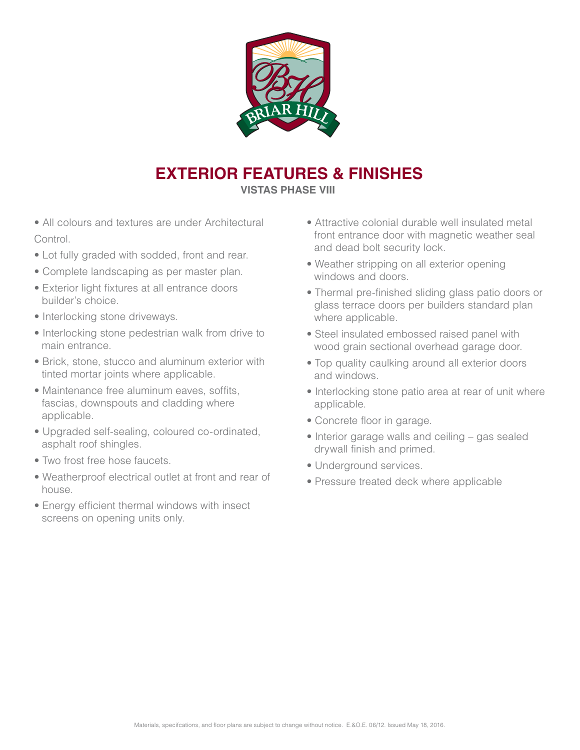# EXTERIOR FEATURES & FINISHES

**VISTAS PHASE VIII**

- All colours and textures are under Architectural Control.
- Lot fully graded with sodded, front and rear.
- Complete landscaping as per master plan.
- Exterior light fixtures at all entrance doors builder's choice.
- Interlocking stone driveways.
- Interlocking stone pedestrian walk from drive to main entrance.
- Brick, stone, stucco and aluminum exterior with tinted mortar joints where applicable.
- Maintenance free aluminum eaves, soffits, fascias, downspouts and cladding where applicable.
- Upgraded self-sealing, coloured co-ordinated, asphalt roof shingles.
- Two frost free hose faucets.
- Weatherproof electrical outlet at front and rear of house.
- Energy efficient thermal windows with insect screens on opening units only.
- Attractive colonial durable well insulated metal front entrance door with magnetic weather seal and dead bolt security lock.
- Weather stripping on all exterior opening windows and doors.
- Thermal pre-finished sliding glass patio doors or glass terrace doors per builders standard plan where applicable.
- Steel insulated embossed raised panel with wood grain sectional overhead garage door.
- Top quality caulking around all exterior doors and windows.
- Interlocking stone patio area at rear of unit where applicable.
- Concrete floor in garage.
- Interior garage walls and ceiling – gas sealed drywall finish and primed.
- Underground services.
- Pressure treated deck where applicable

Materials, specifcations, and floor plans are subject to change without notice. E.&O.E. 06/12. Issued May 18, 2016.